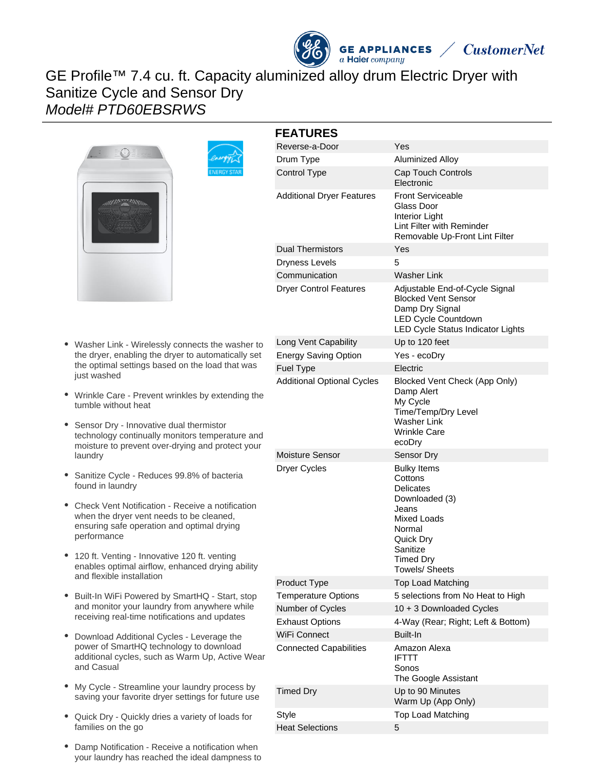# GE Profile™ 7.4 cu. ft. Capacity aluminized alloy drum Electric Dryer with Sanitize Cycle and Sensor Dry

*Model# PTD60EBSRWS*

- Washer Link - Wirelessly connects the washer to the dryer, enabling the dryer to automatically set the optimal settings based on the load that was just washed
- Wrinkle Care - Prevent wrinkles by extending the tumble without heat
- Sensor Dry - Innovative dual thermistor technology continually monitors temperature and moisture to prevent over-drying and protect your laundry
- Sanitize Cycle - Reduces 99.8% of bacteria found in laundry
- Check Vent Notification - Receive a notification when the dryer vent needs to be cleaned, ensuring safe operation and optimal drying performance
- 120 ft. Venting - Innovative 120 ft. venting enables optimal airflow, enhanced drying ability and flexible installation
- Built-In WiFi Powered by SmartHQ - Start, stop and monitor your laundry from anywhere while receiving real-time notifications and updates
- Download Additional Cycles - Leverage the power of SmartHQ technology to download additional cycles, such as Warm Up, Active Wear and Casual
- My Cycle - Streamline your laundry process by saving your favorite dryer settings for future use
- Quick Dry - Quickly dries a variety of loads for families on the go
- Damp Notification - Receive a notification when your laundry has reached the ideal dampness to

## FEATURES

| | |
|---|---|
| Reverse-a-Door | Yes |
| Drum Type | Aluminized Alloy |
| Control Type | Cap Touch Controls<br>Electronic |
| Additional Dryer Features | Front Serviceable<br>Glass Door<br>Interior Light<br>Lint Filter with Reminder<br>Removable Up-Front Lint Filter |
| Dual Thermistors | Yes |
| Dryness Levels | 5 |
| Communication | Washer Link |
| Dryer Control Features | Adjustable End-of-Cycle Signal<br>Blocked Vent Sensor<br>Damp Dry Signal<br>LED Cycle Countdown<br>LED Cycle Status Indicator Lights |
| Long Vent Capability | Up to 120 feet |
| Energy Saving Option | Yes - ecoDry |
| Fuel Type | Electric |
| Additional Optional Cycles | Blocked Vent Check (App Only)<br>Damp Alert<br>My Cycle<br>Time/Temp/Dry Level<br>Washer Link<br>Wrinkle Care<br>ecoDry |
| Moisture Sensor | Sensor Dry |
| Dryer Cycles | Bulky Items<br>Cottons<br>Delicates<br>Downloaded (3)<br>Jeans<br>Mixed Loads<br>Normal<br>Quick Dry<br>Sanitize<br>Timed Dry<br>Towels/ Sheets |
| Product Type | Top Load Matching |
| Temperature Options | 5 selections from No Heat to High |
| Number of Cycles | 10 + 3 Downloaded Cycles |
| Exhaust Options | 4-Way (Rear; Right; Left & Bottom) |
| WiFi Connect | Built-In |
| Connected Capabilities | Amazon Alexa<br>IFTTT<br>Sonos<br>The Google Assistant |
| Timed Dry | Up to 90 Minutes<br>Warm Up (App Only) |
| Style | Top Load Matching |
| Heat Selections | 5 |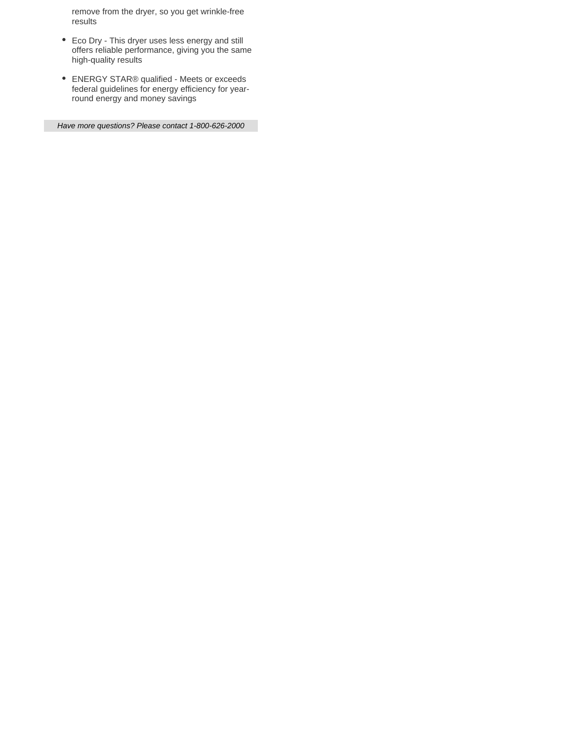remove from the dryer, so you get wrinkle-free results

- Eco Dry - This dryer uses less energy and still offers reliable performance, giving you the same high-quality results
- ENERGY STAR® qualified - Meets or exceeds federal guidelines for energy efficiency for year-round energy and money savings

*Have more questions? Please contact 1-800-626-2000*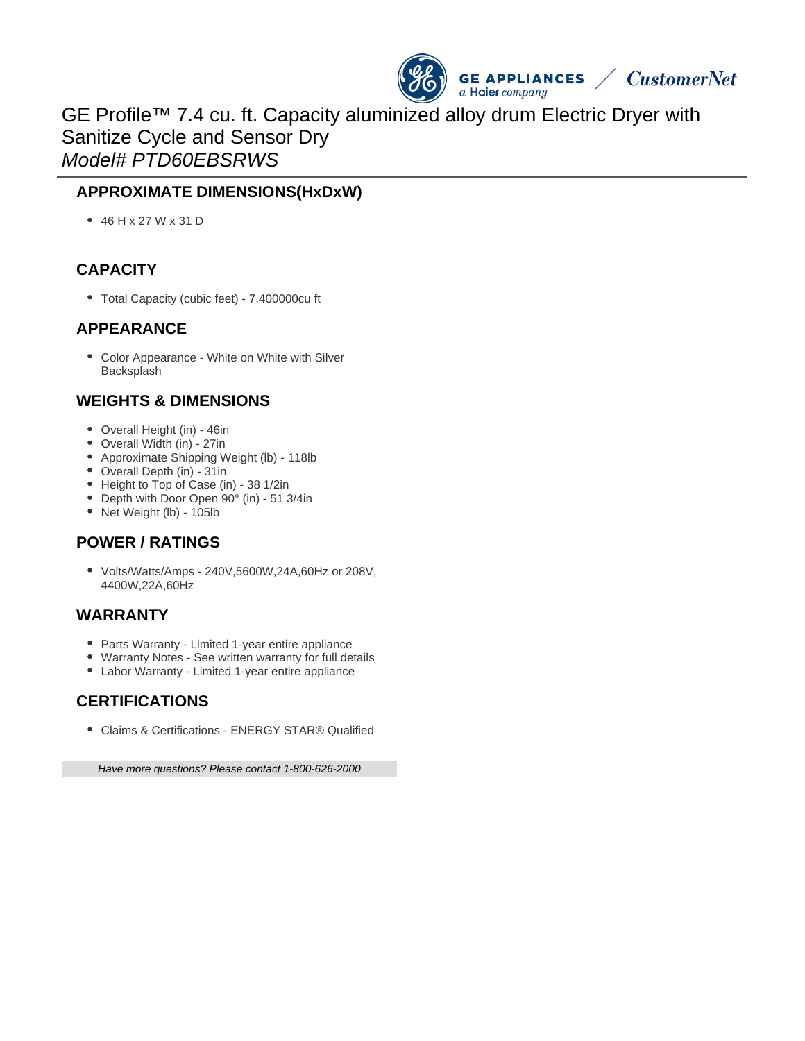GE APPLIANCES a Haier company / CustomerNet

# GE Profile™ 7.4 cu. ft. Capacity aluminized alloy drum Electric Dryer with Sanitize Cycle and Sensor Dry
*Model# PTD60EBSRWS*

## APPROXIMATE DIMENSIONS(HxDxW)

- 46 H x 27 W x 31 D

## CAPACITY

- Total Capacity (cubic feet) - 7.400000cu ft

## APPEARANCE

- Color Appearance - White on White with Silver Backsplash

## WEIGHTS & DIMENSIONS

- Overall Height (in) - 46in
- Overall Width (in) - 27in
- Approximate Shipping Weight (lb) - 118lb
- Overall Depth (in) - 31in
- Height to Top of Case (in) - 38 1/2in
- Depth with Door Open 90° (in) - 51 3/4in
- Net Weight (lb) - 105lb

## POWER / RATINGS

- Volts/Watts/Amps - 240V,5600W,24A,60Hz or 208V, 4400W,22A,60Hz

## WARRANTY

- Parts Warranty - Limited 1-year entire appliance
- Warranty Notes - See written warranty for full details
- Labor Warranty - Limited 1-year entire appliance

## CERTIFICATIONS

- Claims & Certifications - ENERGY STAR® Qualified

*Have more questions? Please contact 1-800-626-2000*